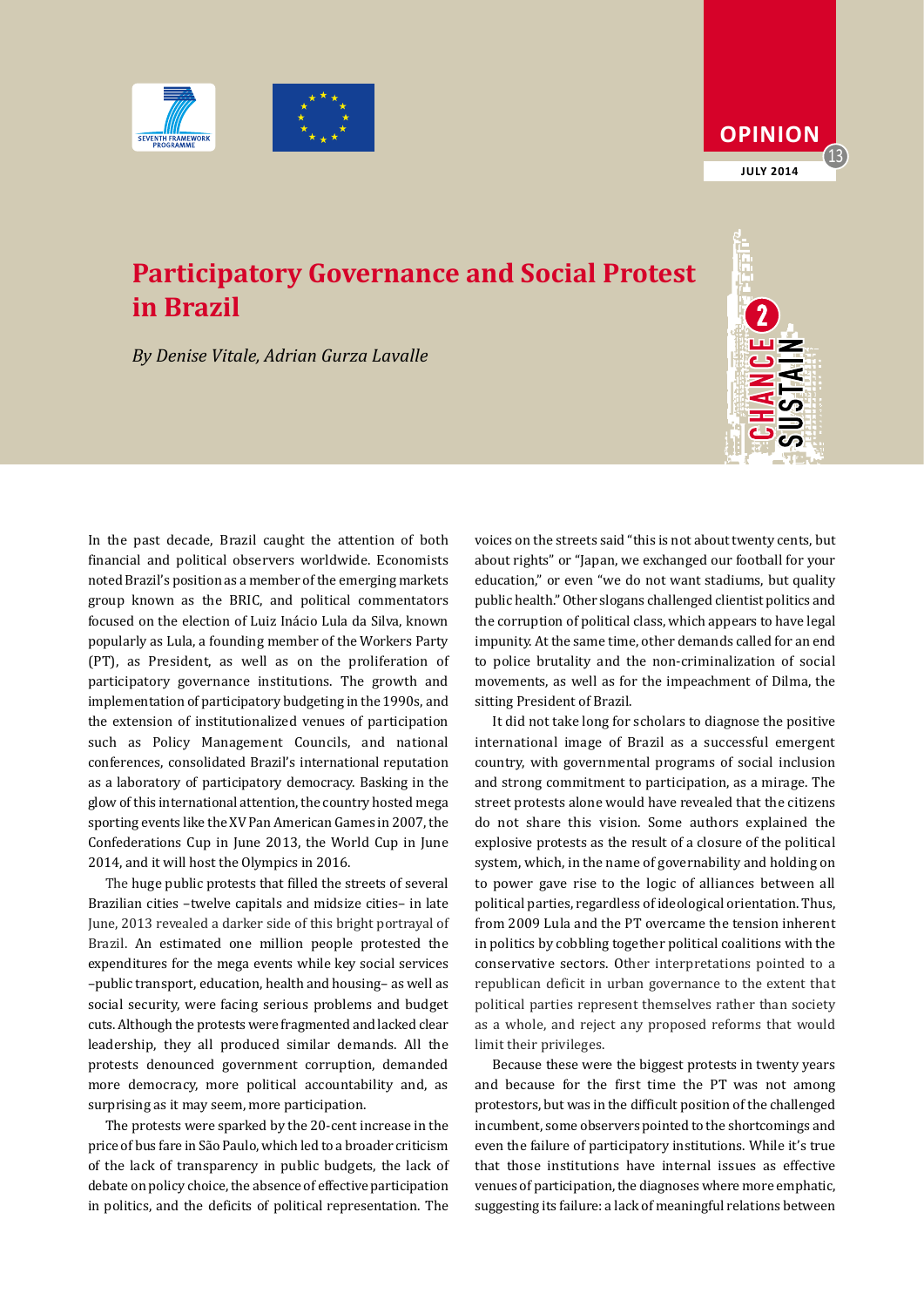OPINION 13

JULY 2014

# Participatory Governance and Social Protest in Brazil

*By Denise Vitale, Adrian Gurza Lavalle*

In the past decade, Brazil caught the attention of both financial and political observers worldwide. Economists noted Brazil's position as a member of the emerging markets group known as the BRIC, and political commentators focused on the election of Luiz Inácio Lula da Silva, known popularly as Lula, a founding member of the Workers Party (PT), as President, as well as on the proliferation of participatory governance institutions. The growth and implementation of participatory budgeting in the 1990s, and the extension of institutionalized venues of participation such as Policy Management Councils, and national conferences, consolidated Brazil's international reputation as a laboratory of participatory democracy. Basking in the glow of this international attention, the country hosted mega sporting events like the XV Pan American Games in 2007, the Confederations Cup in June 2013, the World Cup in June 2014, and it will host the Olympics in 2016.

The huge public protests that filled the streets of several Brazilian cities –twelve capitals and midsize cities– in late June, 2013 revealed a darker side of this bright portrayal of Brazil. An estimated one million people protested the expenditures for the mega events while key social services –public transport, education, health and housing– as well as social security, were facing serious problems and budget cuts. Although the protests were fragmented and lacked clear leadership, they all produced similar demands. All the protests denounced government corruption, demanded more democracy, more political accountability and, as surprising as it may seem, more participation.

The protests were sparked by the 20-cent increase in the price of bus fare in São Paulo, which led to a broader criticism of the lack of transparency in public budgets, the lack of debate on policy choice, the absence of effective participation in politics, and the deficits of political representation. The voices on the streets said "this is not about twenty cents, but about rights" or "Japan, we exchanged our football for your education," or even "we do not want stadiums, but quality public health." Other slogans challenged clientist politics and the corruption of political class, which appears to have legal impunity. At the same time, other demands called for an end to police brutality and the non-criminalization of social movements, as well as for the impeachment of Dilma, the sitting President of Brazil.

It did not take long for scholars to diagnose the positive international image of Brazil as a successful emergent country, with governmental programs of social inclusion and strong commitment to participation, as a mirage. The street protests alone would have revealed that the citizens do not share this vision. Some authors explained the explosive protests as the result of a closure of the political system, which, in the name of governability and holding on to power gave rise to the logic of alliances between all political parties, regardless of ideological orientation. Thus, from 2009 Lula and the PT overcame the tension inherent in politics by cobbling together political coalitions with the conservative sectors. Other interpretations pointed to a republican deficit in urban governance to the extent that political parties represent themselves rather than society as a whole, and reject any proposed reforms that would limit their privileges.

Because these were the biggest protests in twenty years and because for the first time the PT was not among protestors, but was in the difficult position of the challenged incumbent, some observers pointed to the shortcomings and even the failure of participatory institutions. While it's true that those institutions have internal issues as effective venues of participation, the diagnoses where more emphatic, suggesting its failure: a lack of meaningful relations between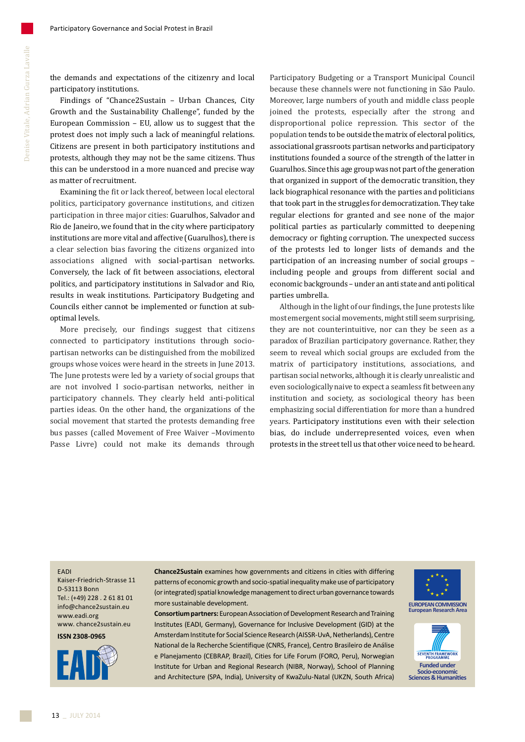the demands and expectations of the citizenry and local participatory institutions.

Findings of "Chance2Sustain – Urban Chances, City Growth and the Sustainability Challenge", funded by the European Commission – EU, allow us to suggest that the protest does not imply such a lack of meaningful relations. Citizens are present in both participatory institutions and protests, although they may not be the same citizens. Thus this can be understood in a more nuanced and precise way as matter of recruitment.

Examining the fit or lack thereof, between local electoral politics, participatory governance institutions, and citizen participation in three major cities: Guarulhos, Salvador and Rio de Janeiro, we found that in the city where participatory institutions are more vital and affective (Guarulhos), there is a clear selection bias favoring the citizens organized into associations aligned with social-partisan networks. Conversely, the lack of fit between associations, electoral politics, and participatory institutions in Salvador and Rio, results in weak institutions. Participatory Budgeting and Councils either cannot be implemented or function at sub-optimal levels.

More precisely, our findings suggest that citizens connected to participatory institutions through socio-partisan networks can be distinguished from the mobilized groups whose voices were heard in the streets in June 2013. The June protests were led by a variety of social groups that are not involved I socio-partisan networks, neither in participatory channels. They clearly held anti-political parties ideas. On the other hand, the organizations of the social movement that started the protests demanding free bus passes (called Movement of Free Waiver –Movimento Passe Livre) could not make its demands through Participatory Budgeting or a Transport Municipal Council because these channels were not functioning in São Paulo. Moreover, large numbers of youth and middle class people joined the protests, especially after the strong and disproportional police repression. This sector of the population tends to be outside the matrix of electoral politics, associational grassroots partisan networks and participatory institutions founded a source of the strength of the latter in Guarulhos. Since this age group was not part of the generation that organized in support of the democratic transition, they lack biographical resonance with the parties and politicians that took part in the struggles for democratization. They take regular elections for granted and see none of the major political parties as particularly committed to deepening democracy or fighting corruption. The unexpected success of the protests led to longer lists of demands and the participation of an increasing number of social groups – including people and groups from different social and economic backgrounds – under an anti state and anti political parties umbrella.

Although in the light of our findings, the June protests like most emergent social movements, might still seem surprising, they are not counterintuitive, nor can they be seen as a paradox of Brazilian participatory governance. Rather, they seem to reveal which social groups are excluded from the matrix of participatory institutions, associations, and partisan social networks, although it is clearly unrealistic and even sociologically naive to expect a seamless fit between any institution and society, as sociological theory has been emphasizing social differentiation for more than a hundred years. Participatory institutions even with their selection bias, do include underrepresented voices, even when protests in the street tell us that other voice need to be heard.

EADI
Kaiser-Friedrich-Strasse 11
D-53113 Bonn
Tel.: (+49) 228 . 2 61 81 01
info@chance2sustain.eu
www.eadi.org
www. chance2sustain.eu

**ISSN 2308-0965**

**Chance2Sustain** examines how governments and citizens in cities with differing patterns of economic growth and socio-spatial inequality make use of participatory (or integrated) spatial knowledge management to direct urban governance towards more sustainable development.

**Consortium partners:** European Association of Development Research and Training Institutes (EADI, Germany), Governance for Inclusive Development (GID) at the Amsterdam Institute for Social Science Research (AISSR-UvA, Netherlands), Centre National de la Recherche Scientifique (CNRS, France), Centro Brasileiro de Análise e Planejamento (CEBRAP, Brazil), Cities for Life Forum (FORO, Peru), Norwegian Institute for Urban and Regional Research (NIBR, Norway), School of Planning and Architecture (SPA, India), University of KwaZulu-Natal (UKZN, South Africa)

EUROPEAN COMMISSION
European Research Area

SEVENTH FRAMEWORK PROGRAMME
Funded under Socio-economic Sciences & Humanities